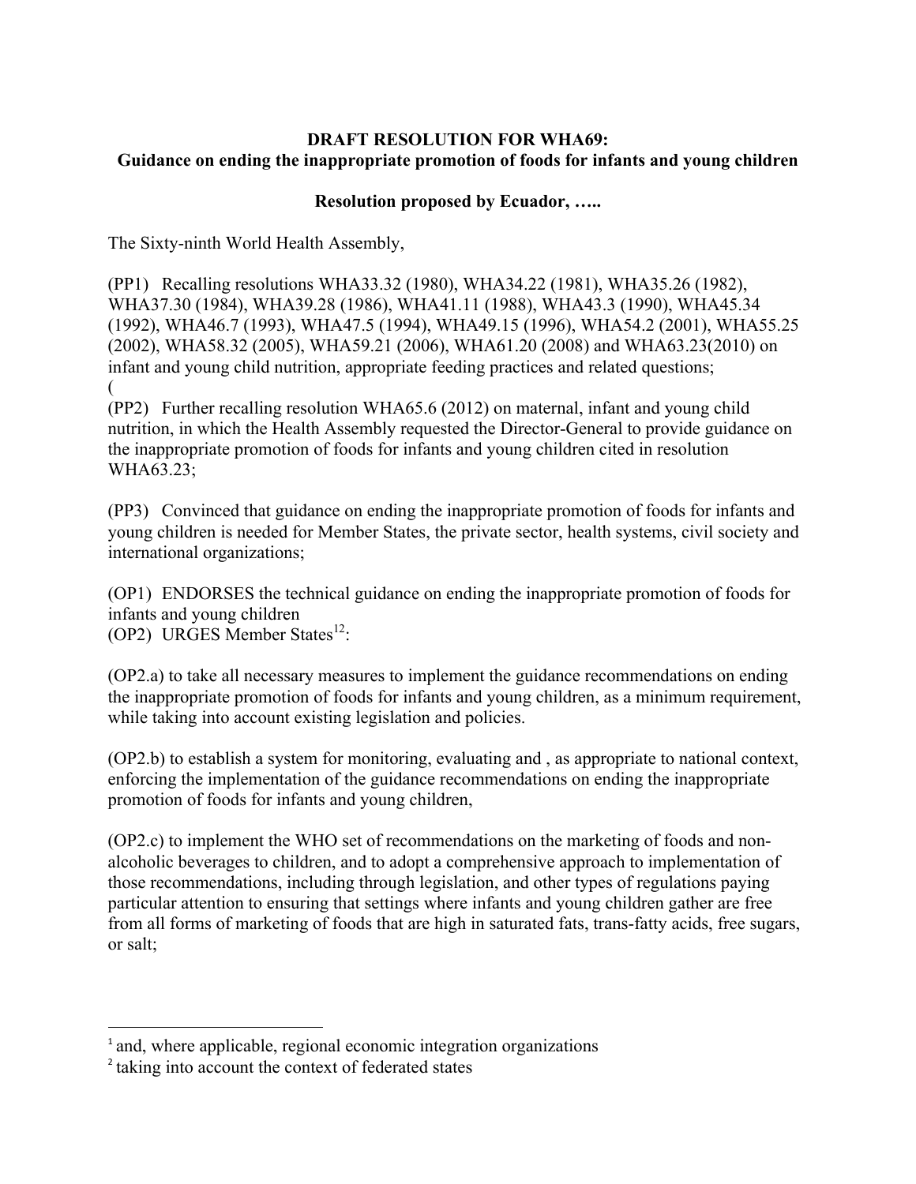**DRAFT RESOLUTION FOR WHA69:**
**Guidance on ending the inappropriate promotion of foods for infants and young children**

**Resolution proposed by Ecuador, …..**

The Sixty-ninth World Health Assembly,

(PP1) Recalling resolutions WHA33.32 (1980), WHA34.22 (1981), WHA35.26 (1982), WHA37.30 (1984), WHA39.28 (1986), WHA41.11 (1988), WHA43.3 (1990), WHA45.34 (1992), WHA46.7 (1993), WHA47.5 (1994), WHA49.15 (1996), WHA54.2 (2001), WHA55.25 (2002), WHA58.32 (2005), WHA59.21 (2006), WHA61.20 (2008) and WHA63.23(2010) on infant and young child nutrition, appropriate feeding practices and related questions;
(

(PP2) Further recalling resolution WHA65.6 (2012) on maternal, infant and young child nutrition, in which the Health Assembly requested the Director-General to provide guidance on the inappropriate promotion of foods for infants and young children cited in resolution WHA63.23;

(PP3) Convinced that guidance on ending the inappropriate promotion of foods for infants and young children is needed for Member States, the private sector, health systems, civil society and international organizations;

(OP1) ENDORSES the technical guidance on ending the inappropriate promotion of foods for infants and young children
(OP2) URGES Member States[1][2]:

(OP2.a) to take all necessary measures to implement the guidance recommendations on ending the inappropriate promotion of foods for infants and young children, as a minimum requirement, while taking into account existing legislation and policies.

(OP2.b) to establish a system for monitoring, evaluating and , as appropriate to national context, enforcing the implementation of the guidance recommendations on ending the inappropriate promotion of foods for infants and young children,

(OP2.c) to implement the WHO set of recommendations on the marketing of foods and non-alcoholic beverages to children, and to adopt a comprehensive approach to implementation of those recommendations, including through legislation, and other types of regulations paying particular attention to ensuring that settings where infants and young children gather are free from all forms of marketing of foods that are high in saturated fats, trans-fatty acids, free sugars, or salt;

---

[1] and, where applicable, regional economic integration organizations
[2] taking into account the context of federated states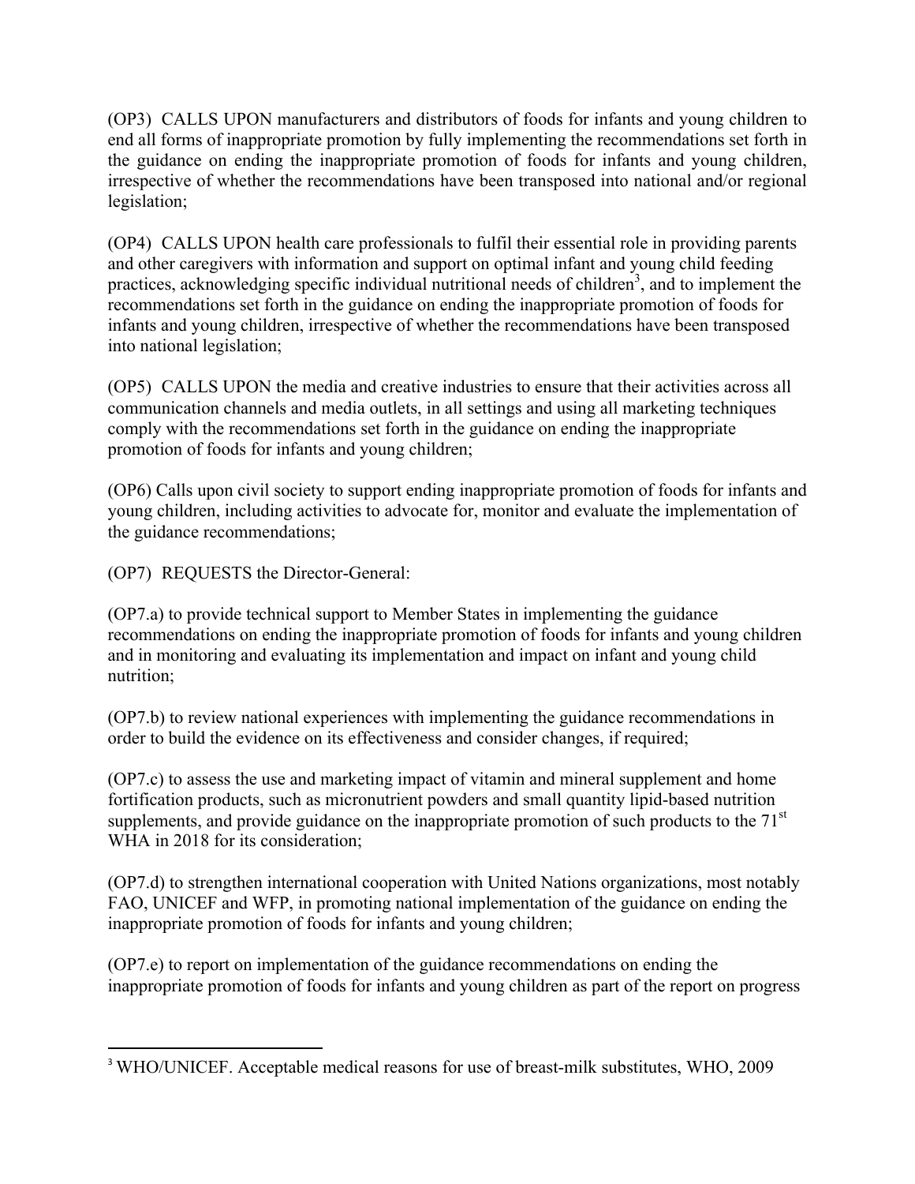(OP3) CALLS UPON manufacturers and distributors of foods for infants and young children to end all forms of inappropriate promotion by fully implementing the recommendations set forth in the guidance on ending the inappropriate promotion of foods for infants and young children, irrespective of whether the recommendations have been transposed into national and/or regional legislation;

(OP4) CALLS UPON health care professionals to fulfil their essential role in providing parents and other caregivers with information and support on optimal infant and young child feeding practices, acknowledging specific individual nutritional needs of children[3], and to implement the recommendations set forth in the guidance on ending the inappropriate promotion of foods for infants and young children, irrespective of whether the recommendations have been transposed into national legislation;

(OP5) CALLS UPON the media and creative industries to ensure that their activities across all communication channels and media outlets, in all settings and using all marketing techniques comply with the recommendations set forth in the guidance on ending the inappropriate promotion of foods for infants and young children;

(OP6) Calls upon civil society to support ending inappropriate promotion of foods for infants and young children, including activities to advocate for, monitor and evaluate the implementation of the guidance recommendations;

(OP7) REQUESTS the Director-General:

(OP7.a) to provide technical support to Member States in implementing the guidance recommendations on ending the inappropriate promotion of foods for infants and young children and in monitoring and evaluating its implementation and impact on infant and young child nutrition;

(OP7.b) to review national experiences with implementing the guidance recommendations in order to build the evidence on its effectiveness and consider changes, if required;

(OP7.c) to assess the use and marketing impact of vitamin and mineral supplement and home fortification products, such as micronutrient powders and small quantity lipid-based nutrition supplements, and provide guidance on the inappropriate promotion of such products to the 71st WHA in 2018 for its consideration;

(OP7.d) to strengthen international cooperation with United Nations organizations, most notably FAO, UNICEF and WFP, in promoting national implementation of the guidance on ending the inappropriate promotion of foods for infants and young children;

(OP7.e) to report on implementation of the guidance recommendations on ending the inappropriate promotion of foods for infants and young children as part of the report on progress

---

[3] WHO/UNICEF. Acceptable medical reasons for use of breast-milk substitutes, WHO, 2009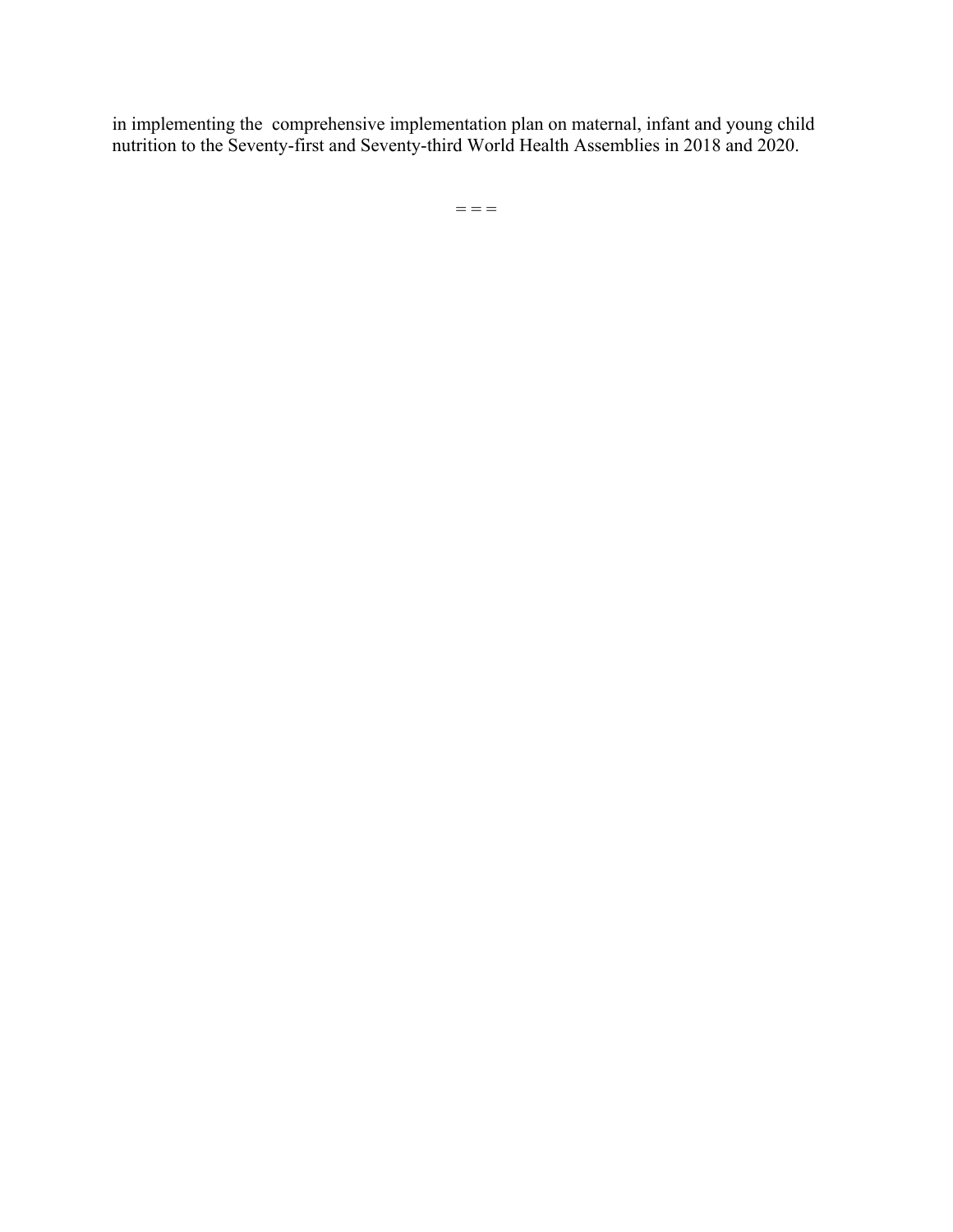in implementing the comprehensive implementation plan on maternal, infant and young child nutrition to the Seventy-first and Seventy-third World Health Assemblies in 2018 and 2020.

= = =